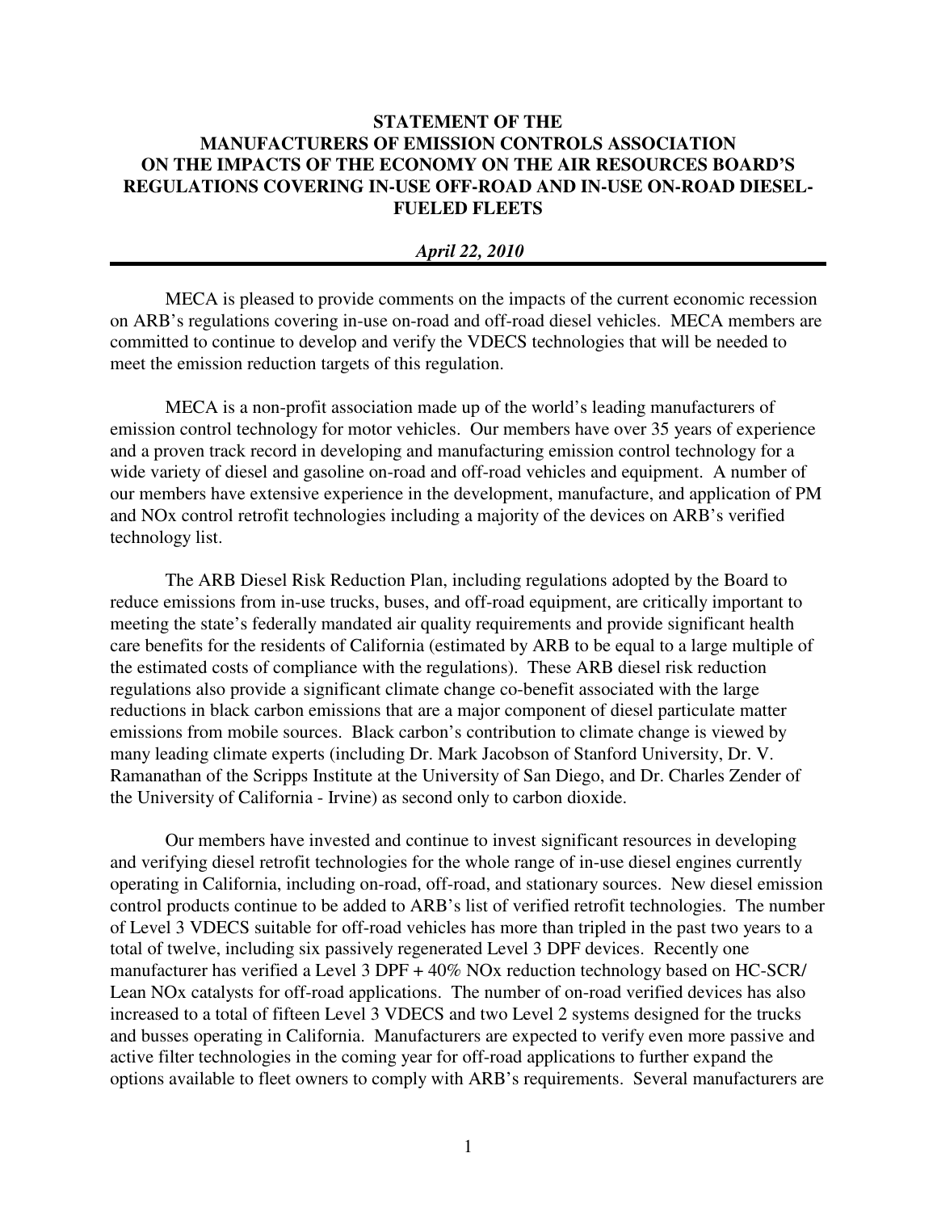# STATEMENT OF THE MANUFACTURERS OF EMISSION CONTROLS ASSOCIATION ON THE IMPACTS OF THE ECONOMY ON THE AIR RESOURCES BOARD'S REGULATIONS COVERING IN-USE OFF-ROAD AND IN-USE ON-ROAD DIESEL-FUELED FLEETS

*April 22, 2010*

---

MECA is pleased to provide comments on the impacts of the current economic recession on ARB's regulations covering in-use on-road and off-road diesel vehicles. MECA members are committed to continue to develop and verify the VDECS technologies that will be needed to meet the emission reduction targets of this regulation.

MECA is a non-profit association made up of the world's leading manufacturers of emission control technology for motor vehicles. Our members have over 35 years of experience and a proven track record in developing and manufacturing emission control technology for a wide variety of diesel and gasoline on-road and off-road vehicles and equipment. A number of our members have extensive experience in the development, manufacture, and application of PM and NOx control retrofit technologies including a majority of the devices on ARB's verified technology list.

The ARB Diesel Risk Reduction Plan, including regulations adopted by the Board to reduce emissions from in-use trucks, buses, and off-road equipment, are critically important to meeting the state's federally mandated air quality requirements and provide significant health care benefits for the residents of California (estimated by ARB to be equal to a large multiple of the estimated costs of compliance with the regulations). These ARB diesel risk reduction regulations also provide a significant climate change co-benefit associated with the large reductions in black carbon emissions that are a major component of diesel particulate matter emissions from mobile sources. Black carbon's contribution to climate change is viewed by many leading climate experts (including Dr. Mark Jacobson of Stanford University, Dr. V. Ramanathan of the Scripps Institute at the University of San Diego, and Dr. Charles Zender of the University of California - Irvine) as second only to carbon dioxide.

Our members have invested and continue to invest significant resources in developing and verifying diesel retrofit technologies for the whole range of in-use diesel engines currently operating in California, including on-road, off-road, and stationary sources. New diesel emission control products continue to be added to ARB's list of verified retrofit technologies. The number of Level 3 VDECS suitable for off-road vehicles has more than tripled in the past two years to a total of twelve, including six passively regenerated Level 3 DPF devices. Recently one manufacturer has verified a Level 3 DPF + 40% NOx reduction technology based on HC-SCR/ Lean NOx catalysts for off-road applications. The number of on-road verified devices has also increased to a total of fifteen Level 3 VDECS and two Level 2 systems designed for the trucks and busses operating in California. Manufacturers are expected to verify even more passive and active filter technologies in the coming year for off-road applications to further expand the options available to fleet owners to comply with ARB's requirements. Several manufacturers are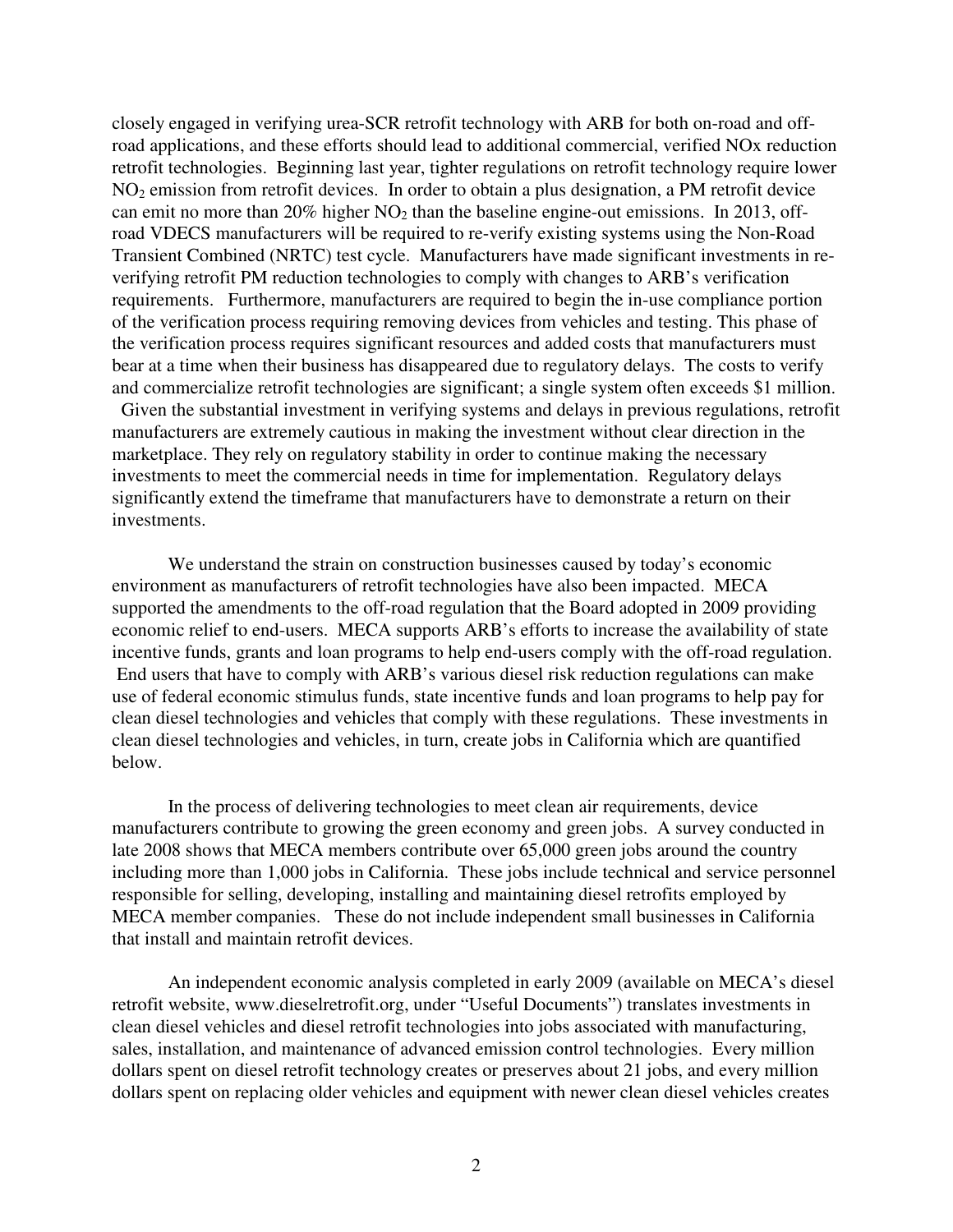closely engaged in verifying urea-SCR retrofit technology with ARB for both on-road and off-road applications, and these efforts should lead to additional commercial, verified NOx reduction retrofit technologies. Beginning last year, tighter regulations on retrofit technology require lower $NO_2$ emission from retrofit devices. In order to obtain a plus designation, a PM retrofit device can emit no more than 20% higher $NO_2$ than the baseline engine-out emissions. In 2013, off-road VDECS manufacturers will be required to re-verify existing systems using the Non-Road Transient Combined (NRTC) test cycle. Manufacturers have made significant investments in re-verifying retrofit PM reduction technologies to comply with changes to ARB's verification requirements. Furthermore, manufacturers are required to begin the in-use compliance portion of the verification process requiring removing devices from vehicles and testing. This phase of the verification process requires significant resources and added costs that manufacturers must bear at a time when their business has disappeared due to regulatory delays. The costs to verify and commercialize retrofit technologies are significant; a single system often exceeds $1 million. Given the substantial investment in verifying systems and delays in previous regulations, retrofit manufacturers are extremely cautious in making the investment without clear direction in the marketplace. They rely on regulatory stability in order to continue making the necessary investments to meet the commercial needs in time for implementation. Regulatory delays significantly extend the timeframe that manufacturers have to demonstrate a return on their investments.

We understand the strain on construction businesses caused by today's economic environment as manufacturers of retrofit technologies have also been impacted. MECA supported the amendments to the off-road regulation that the Board adopted in 2009 providing economic relief to end-users. MECA supports ARB's efforts to increase the availability of state incentive funds, grants and loan programs to help end-users comply with the off-road regulation. End users that have to comply with ARB's various diesel risk reduction regulations can make use of federal economic stimulus funds, state incentive funds and loan programs to help pay for clean diesel technologies and vehicles that comply with these regulations. These investments in clean diesel technologies and vehicles, in turn, create jobs in California which are quantified below.

In the process of delivering technologies to meet clean air requirements, device manufacturers contribute to growing the green economy and green jobs. A survey conducted in late 2008 shows that MECA members contribute over 65,000 green jobs around the country including more than 1,000 jobs in California. These jobs include technical and service personnel responsible for selling, developing, installing and maintaining diesel retrofits employed by MECA member companies. These do not include independent small businesses in California that install and maintain retrofit devices.

An independent economic analysis completed in early 2009 (available on MECA's diesel retrofit website, www.dieselretrofit.org, under "Useful Documents") translates investments in clean diesel vehicles and diesel retrofit technologies into jobs associated with manufacturing, sales, installation, and maintenance of advanced emission control technologies. Every million dollars spent on diesel retrofit technology creates or preserves about 21 jobs, and every million dollars spent on replacing older vehicles and equipment with newer clean diesel vehicles creates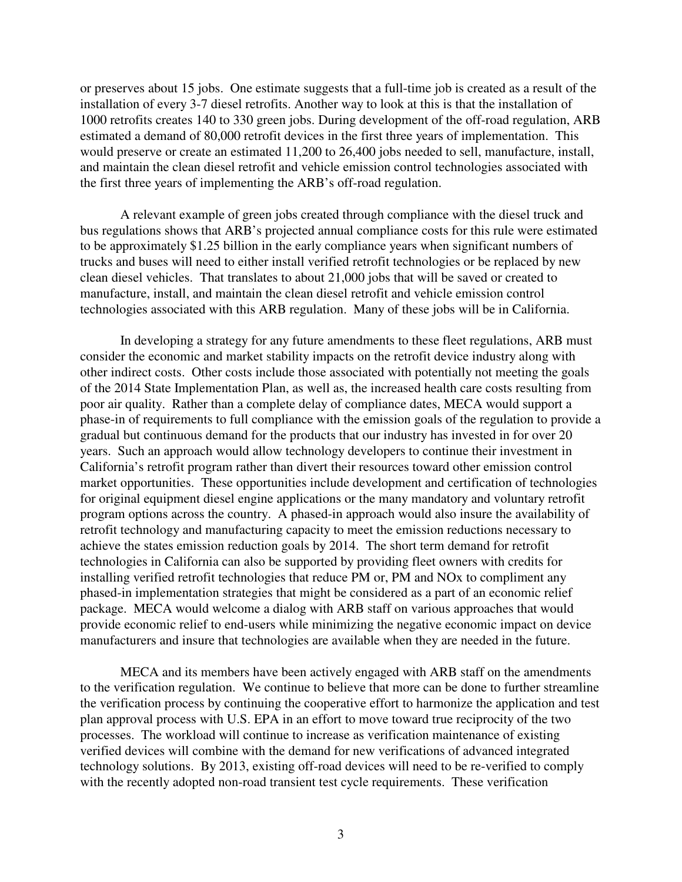or preserves about 15 jobs. One estimate suggests that a full-time job is created as a result of the installation of every 3-7 diesel retrofits. Another way to look at this is that the installation of 1000 retrofits creates 140 to 330 green jobs. During development of the off-road regulation, ARB estimated a demand of 80,000 retrofit devices in the first three years of implementation. This would preserve or create an estimated 11,200 to 26,400 jobs needed to sell, manufacture, install, and maintain the clean diesel retrofit and vehicle emission control technologies associated with the first three years of implementing the ARB's off-road regulation.

A relevant example of green jobs created through compliance with the diesel truck and bus regulations shows that ARB's projected annual compliance costs for this rule were estimated to be approximately $1.25 billion in the early compliance years when significant numbers of trucks and buses will need to either install verified retrofit technologies or be replaced by new clean diesel vehicles. That translates to about 21,000 jobs that will be saved or created to manufacture, install, and maintain the clean diesel retrofit and vehicle emission control technologies associated with this ARB regulation. Many of these jobs will be in California.

In developing a strategy for any future amendments to these fleet regulations, ARB must consider the economic and market stability impacts on the retrofit device industry along with other indirect costs. Other costs include those associated with potentially not meeting the goals of the 2014 State Implementation Plan, as well as, the increased health care costs resulting from poor air quality. Rather than a complete delay of compliance dates, MECA would support a phase-in of requirements to full compliance with the emission goals of the regulation to provide a gradual but continuous demand for the products that our industry has invested in for over 20 years. Such an approach would allow technology developers to continue their investment in California's retrofit program rather than divert their resources toward other emission control market opportunities. These opportunities include development and certification of technologies for original equipment diesel engine applications or the many mandatory and voluntary retrofit program options across the country. A phased-in approach would also insure the availability of retrofit technology and manufacturing capacity to meet the emission reductions necessary to achieve the states emission reduction goals by 2014. The short term demand for retrofit technologies in California can also be supported by providing fleet owners with credits for installing verified retrofit technologies that reduce PM or, PM and NOx to compliment any phased-in implementation strategies that might be considered as a part of an economic relief package. MECA would welcome a dialog with ARB staff on various approaches that would provide economic relief to end-users while minimizing the negative economic impact on device manufacturers and insure that technologies are available when they are needed in the future.

MECA and its members have been actively engaged with ARB staff on the amendments to the verification regulation. We continue to believe that more can be done to further streamline the verification process by continuing the cooperative effort to harmonize the application and test plan approval process with U.S. EPA in an effort to move toward true reciprocity of the two processes. The workload will continue to increase as verification maintenance of existing verified devices will combine with the demand for new verifications of advanced integrated technology solutions. By 2013, existing off-road devices will need to be re-verified to comply with the recently adopted non-road transient test cycle requirements. These verification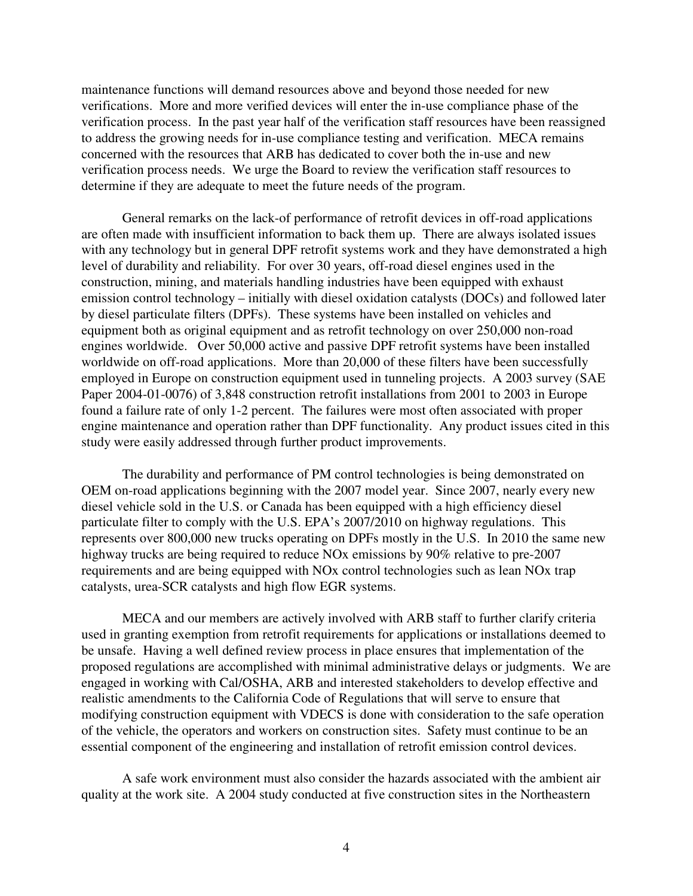maintenance functions will demand resources above and beyond those needed for new verifications. More and more verified devices will enter the in-use compliance phase of the verification process. In the past year half of the verification staff resources have been reassigned to address the growing needs for in-use compliance testing and verification. MECA remains concerned with the resources that ARB has dedicated to cover both the in-use and new verification process needs. We urge the Board to review the verification staff resources to determine if they are adequate to meet the future needs of the program.

General remarks on the lack-of performance of retrofit devices in off-road applications are often made with insufficient information to back them up. There are always isolated issues with any technology but in general DPF retrofit systems work and they have demonstrated a high level of durability and reliability. For over 30 years, off-road diesel engines used in the construction, mining, and materials handling industries have been equipped with exhaust emission control technology – initially with diesel oxidation catalysts (DOCs) and followed later by diesel particulate filters (DPFs). These systems have been installed on vehicles and equipment both as original equipment and as retrofit technology on over 250,000 non-road engines worldwide. Over 50,000 active and passive DPF retrofit systems have been installed worldwide on off-road applications. More than 20,000 of these filters have been successfully employed in Europe on construction equipment used in tunneling projects. A 2003 survey (SAE Paper 2004-01-0076) of 3,848 construction retrofit installations from 2001 to 2003 in Europe found a failure rate of only 1-2 percent. The failures were most often associated with proper engine maintenance and operation rather than DPF functionality. Any product issues cited in this study were easily addressed through further product improvements.

The durability and performance of PM control technologies is being demonstrated on OEM on-road applications beginning with the 2007 model year. Since 2007, nearly every new diesel vehicle sold in the U.S. or Canada has been equipped with a high efficiency diesel particulate filter to comply with the U.S. EPA's 2007/2010 on highway regulations. This represents over 800,000 new trucks operating on DPFs mostly in the U.S. In 2010 the same new highway trucks are being required to reduce NOx emissions by 90% relative to pre-2007 requirements and are being equipped with NOx control technologies such as lean NOx trap catalysts, urea-SCR catalysts and high flow EGR systems.

MECA and our members are actively involved with ARB staff to further clarify criteria used in granting exemption from retrofit requirements for applications or installations deemed to be unsafe. Having a well defined review process in place ensures that implementation of the proposed regulations are accomplished with minimal administrative delays or judgments. We are engaged in working with Cal/OSHA, ARB and interested stakeholders to develop effective and realistic amendments to the California Code of Regulations that will serve to ensure that modifying construction equipment with VDECS is done with consideration to the safe operation of the vehicle, the operators and workers on construction sites. Safety must continue to be an essential component of the engineering and installation of retrofit emission control devices.

A safe work environment must also consider the hazards associated with the ambient air quality at the work site. A 2004 study conducted at five construction sites in the Northeastern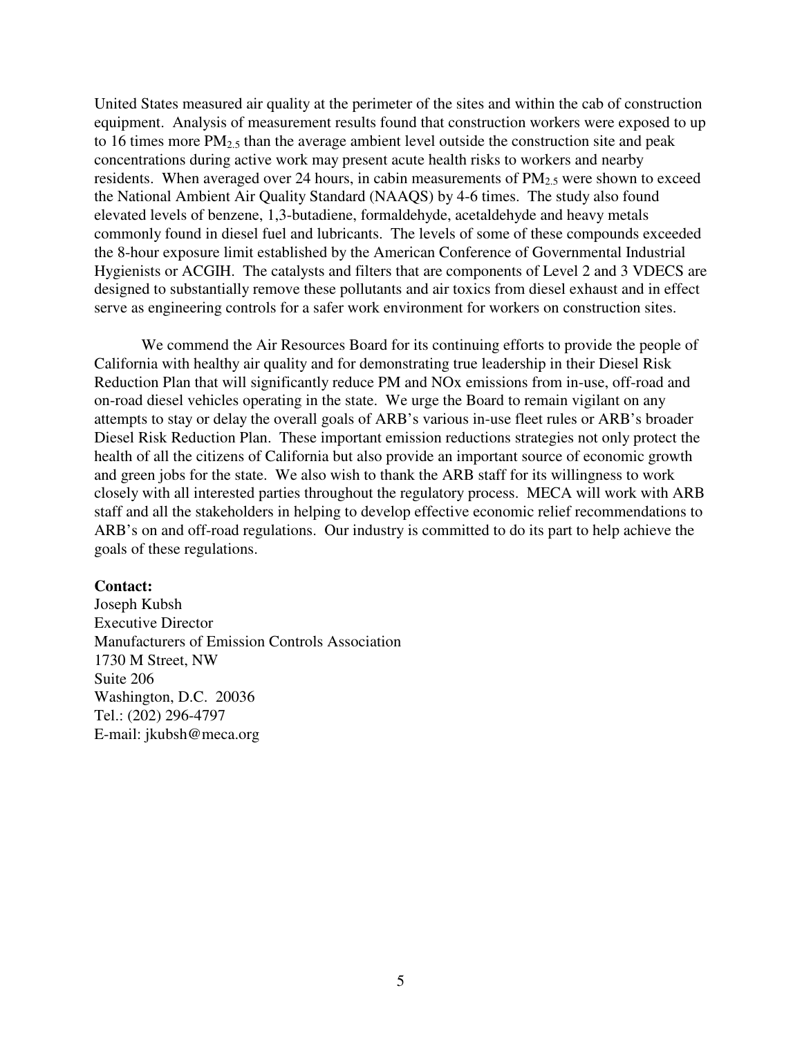United States measured air quality at the perimeter of the sites and within the cab of construction equipment. Analysis of measurement results found that construction workers were exposed to up to 16 times more $PM_{2.5}$ than the average ambient level outside the construction site and peak concentrations during active work may present acute health risks to workers and nearby residents. When averaged over 24 hours, in cabin measurements of $PM_{2.5}$ were shown to exceed the National Ambient Air Quality Standard (NAAQS) by 4-6 times. The study also found elevated levels of benzene, 1,3-butadiene, formaldehyde, acetaldehyde and heavy metals commonly found in diesel fuel and lubricants. The levels of some of these compounds exceeded the 8-hour exposure limit established by the American Conference of Governmental Industrial Hygienists or ACGIH. The catalysts and filters that are components of Level 2 and 3 VDECS are designed to substantially remove these pollutants and air toxics from diesel exhaust and in effect serve as engineering controls for a safer work environment for workers on construction sites.

We commend the Air Resources Board for its continuing efforts to provide the people of California with healthy air quality and for demonstrating true leadership in their Diesel Risk Reduction Plan that will significantly reduce PM and NOx emissions from in-use, off-road and on-road diesel vehicles operating in the state. We urge the Board to remain vigilant on any attempts to stay or delay the overall goals of ARB's various in-use fleet rules or ARB's broader Diesel Risk Reduction Plan. These important emission reductions strategies not only protect the health of all the citizens of California but also provide an important source of economic growth and green jobs for the state. We also wish to thank the ARB staff for its willingness to work closely with all interested parties throughout the regulatory process. MECA will work with ARB staff and all the stakeholders in helping to develop effective economic relief recommendations to ARB's on and off-road regulations. Our industry is committed to do its part to help achieve the goals of these regulations.

**Contact:**
Joseph Kubsh
Executive Director
Manufacturers of Emission Controls Association
1730 M Street, NW
Suite 206
Washington, D.C. 20036
Tel.: (202) 296-4797
E-mail: jkubsh@meca.org